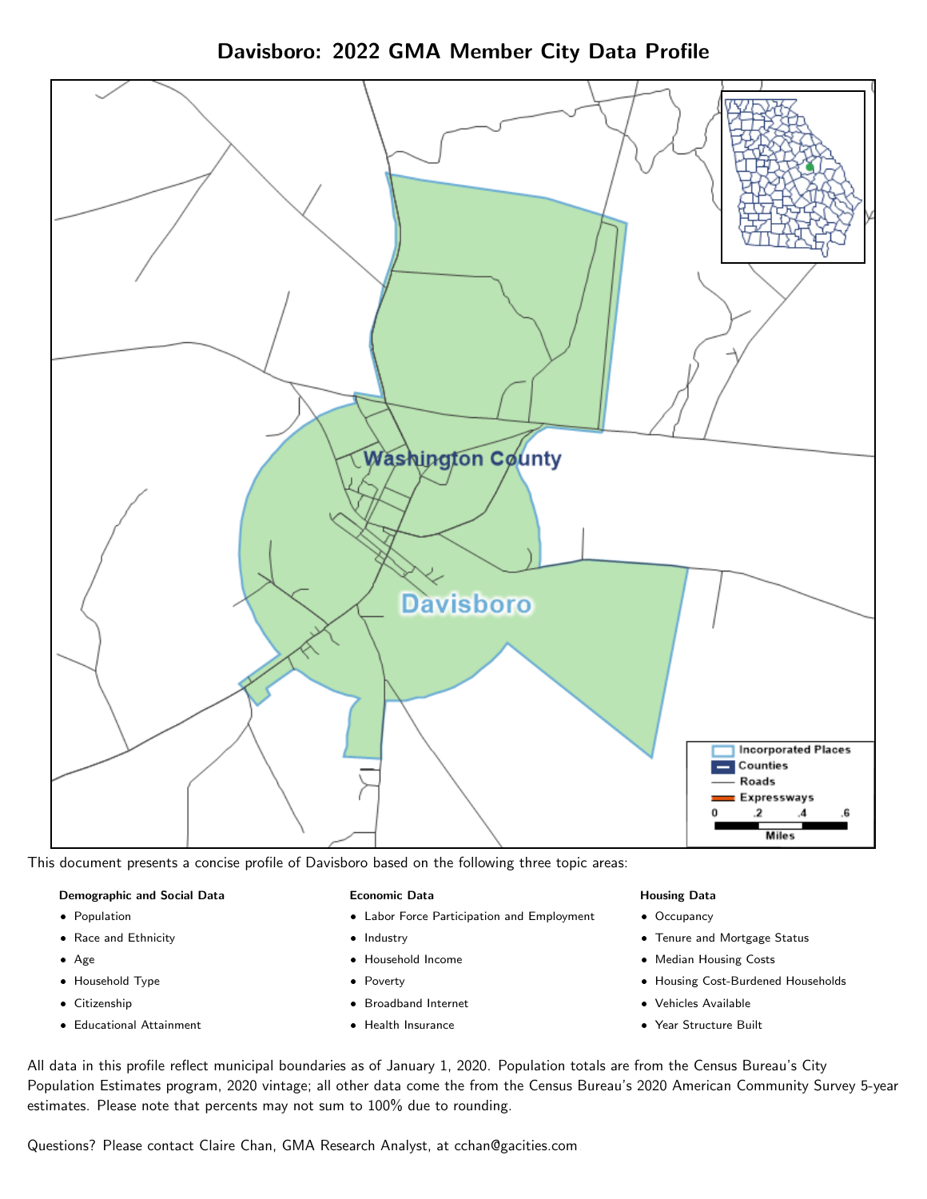# Davisboro: 2022 GMA Member City Data Profile

This document presents a concise profile of Davisboro based on the following three topic areas:

**Demographic and Social Data**

- Population
- Race and Ethnicity
- Age
- Household Type
- Citizenship
- Educational Attainment

**Economic Data**

- Labor Force Participation and Employment
- Industry
- Household Income
- Poverty
- Broadband Internet
- Health Insurance

**Housing Data**

- Occupancy
- Tenure and Mortgage Status
- Median Housing Costs
- Housing Cost-Burdened Households
- Vehicles Available
- Year Structure Built

All data in this profile reflect municipal boundaries as of January 1, 2020. Population totals are from the Census Bureau's City Population Estimates program, 2020 vintage; all other data come the from the Census Bureau's 2020 American Community Survey 5-year estimates. Please note that percents may not sum to 100% due to rounding.

Questions? Please contact Claire Chan, GMA Research Analyst, at cchan@gacities.com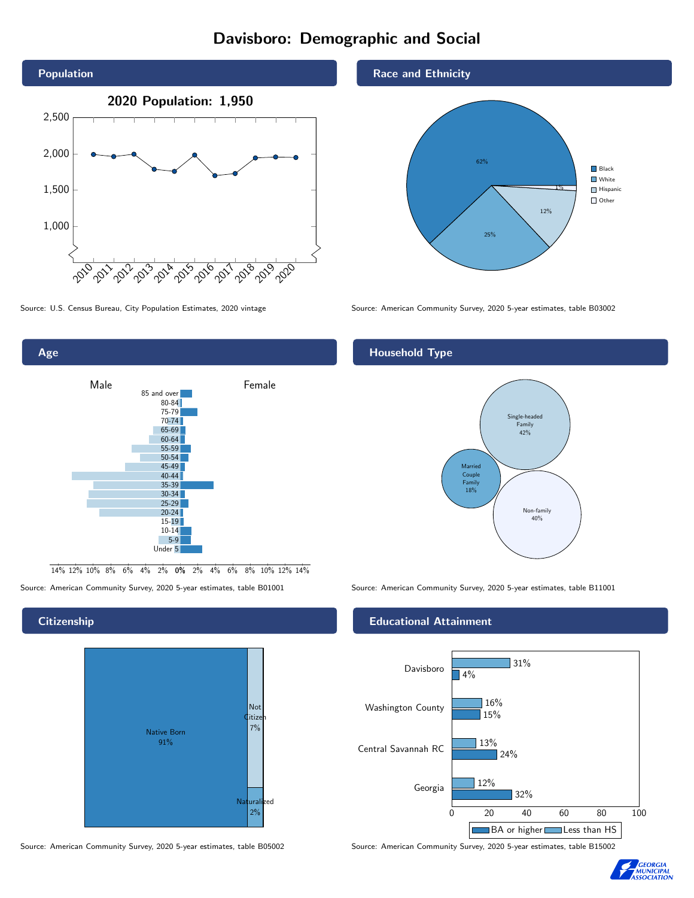# Davisboro: Demographic and Social

## Population

**2020 Population: 1,950**

| Year | Population |
|---|---|
| 2010 | ~2,000 |
| 2011 | ~1,960 |
| 2012 | ~2,000 |
| 2013 | ~1,790 |
| 2014 | ~1,760 |
| 2015 | ~1,990 |
| 2016 | ~1,700 |
| 2017 | ~1,730 |
| 2018 | ~1,940 |
| 2019 | ~1,960 |
| 2020 | 1,950 |

Source: U.S. Census Bureau, City Population Estimates, 2020 vintage

## Race and Ethnicity

| Group | Share |
|---|---|
| Black | 62% |
| White | 25% |
| Hispanic | 12% |
| Other | 1% |

Source: American Community Survey, 2020 5-year estimates, table B03002

## Age

Male / Female

Age groups: 85 and over, 80-84, 75-79, 70-74, 65-69, 60-64, 55-59, 50-54, 45-49, 40-44, 35-39, 30-34, 25-29, 20-24, 15-19, 10-14, 5-9, Under 5

Source: American Community Survey, 2020 5-year estimates, table B01001

## Household Type

| Type | Share |
|---|---|
| Single-headed Family | 42% |
| Married Couple Family | 18% |
| Non-family | 40% |

Source: American Community Survey, 2020 5-year estimates, table B11001

## Citizenship

| Status | Share |
|---|---|
| Native Born | 91% |
| Not Citizen | 7% |
| Naturalized | 2% |

Source: American Community Survey, 2020 5-year estimates, table B05002

## Educational Attainment

| Area | Less than HS | BA or higher |
|---|---|---|
| Davisboro | 31% | 4% |
| Washington County | 16% | 15% |
| Central Savannah RC | 13% | 24% |
| Georgia | 12% | 32% |

Source: American Community Survey, 2020 5-year estimates, table B15002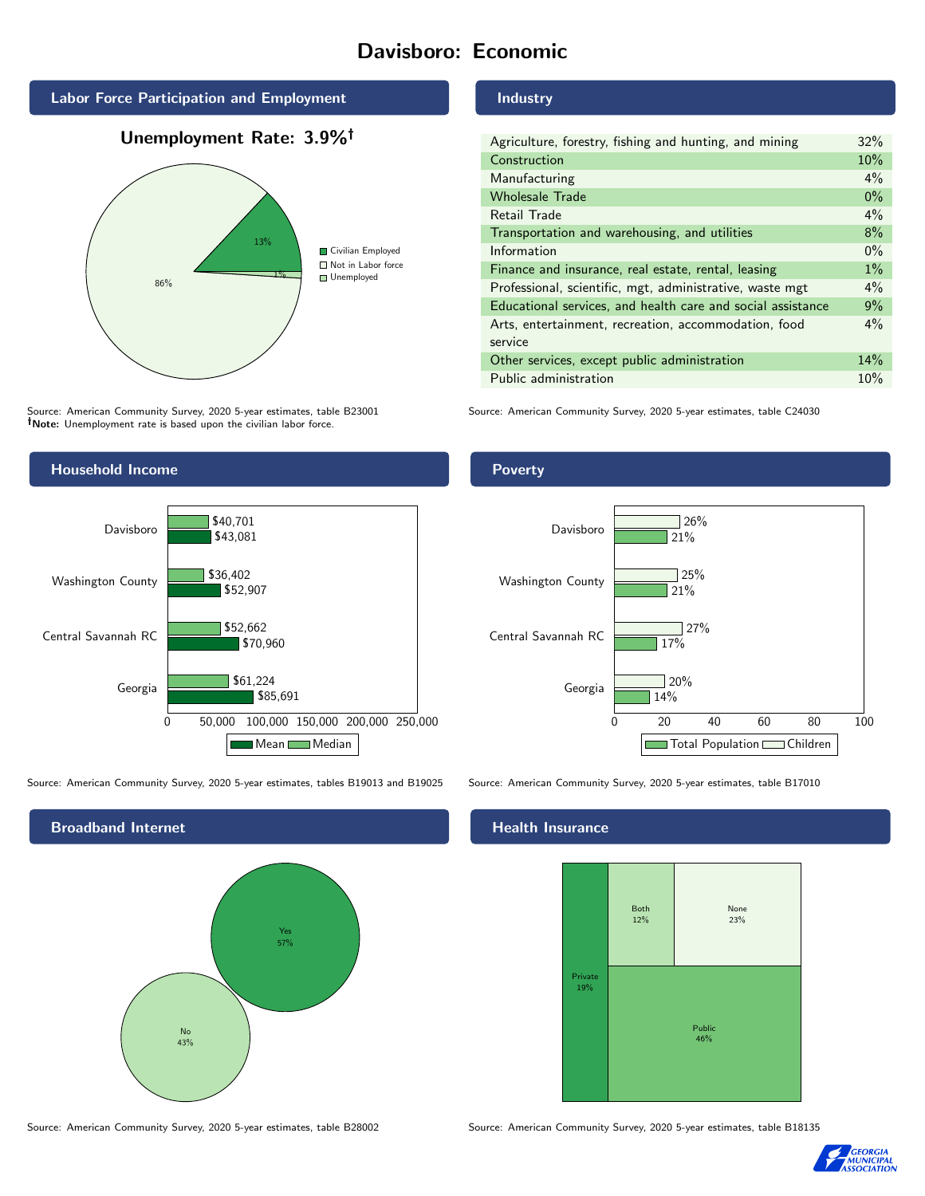# Davisboro: Economic

## Labor Force Participation and Employment

**Unemployment Rate: 3.9%†**

| Category | Percent |
|---|---|
| Civilian Employed | 13% |
| Not in Labor force | 86% |
| Unemployed | 1% |

Source: American Community Survey, 2020 5-year estimates, table B23001
**†Note:** Unemployment rate is based upon the civilian labor force.

## Industry

| Industry | Percent |
|---|---|
| Agriculture, forestry, fishing and hunting, and mining | 32% |
| Construction | 10% |
| Manufacturing | 4% |
| Wholesale Trade | 0% |
| Retail Trade | 4% |
| Transportation and warehousing, and utilities | 8% |
| Information | 0% |
| Finance and insurance, real estate, rental, leasing | 1% |
| Professional, scientific, mgt, administrative, waste mgt | 4% |
| Educational services, and health care and social assistance | 9% |
| Arts, entertainment, recreation, accommodation, food service | 4% |
| Other services, except public administration | 14% |
| Public administration | 10% |

Source: American Community Survey, 2020 5-year estimates, table C24030

## Household Income

| | Median | Mean |
|---|---|---|
| Davisboro | $40,701 | $43,081 |
| Washington County | $36,402 | $52,907 |
| Central Savannah RC | $52,662 | $70,960 |
| Georgia | $61,224 | $85,691 |

Source: American Community Survey, 2020 5-year estimates, tables B19013 and B19025

## Poverty

| | Children | Total Population |
|---|---|---|
| Davisboro | 26% | 21% |
| Washington County | 25% | 21% |
| Central Savannah RC | 27% | 17% |
| Georgia | 20% | 14% |

Source: American Community Survey, 2020 5-year estimates, table B17010

## Broadband Internet

| | Percent |
|---|---|
| Yes | 57% |
| No | 43% |

Source: American Community Survey, 2020 5-year estimates, table B28002

## Health Insurance

| Type | Percent |
|---|---|
| Private | 19% |
| Both | 12% |
| None | 23% |
| Public | 46% |

Source: American Community Survey, 2020 5-year estimates, table B18135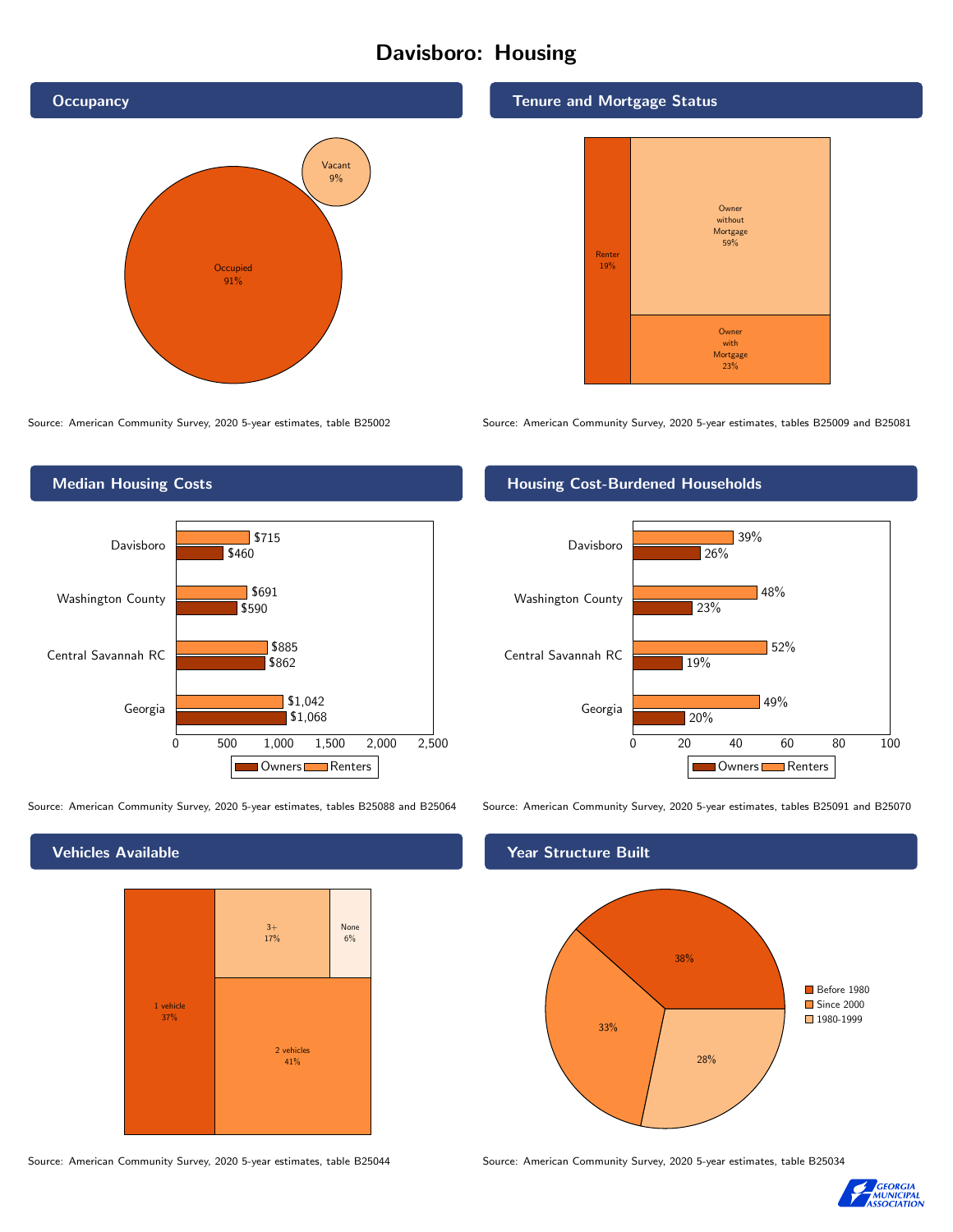# Davisboro: Housing

## Occupancy

Vacant
9%

Occupied
91%

Source: American Community Survey, 2020 5-year estimates, table B25002

## Tenure and Mortgage Status

Renter
19%

Owner
without
Mortgage
59%

Owner
with
Mortgage
23%

Source: American Community Survey, 2020 5-year estimates, tables B25009 and B25081

## Median Housing Costs

Davisboro
$715
$460

Washington County
$691
$590

Central Savannah RC
$885
$862

Georgia
$1,042
$1,068

0 500 1,000 1,500 2,000 2,500

Owners Renters

Source: American Community Survey, 2020 5-year estimates, tables B25088 and B25064

## Housing Cost-Burdened Households

Davisboro
39%
26%

Washington County
48%
23%

Central Savannah RC
52%
19%

Georgia
49%
20%

0 20 40 60 80 100

Owners Renters

Source: American Community Survey, 2020 5-year estimates, tables B25091 and B25070

## Vehicles Available

1 vehicle
37%

3+
17%

None
6%

2 vehicles
41%

Source: American Community Survey, 2020 5-year estimates, table B25044

## Year Structure Built

38%

33%

28%

Before 1980
Since 2000
1980-1999

Source: American Community Survey, 2020 5-year estimates, table B25034